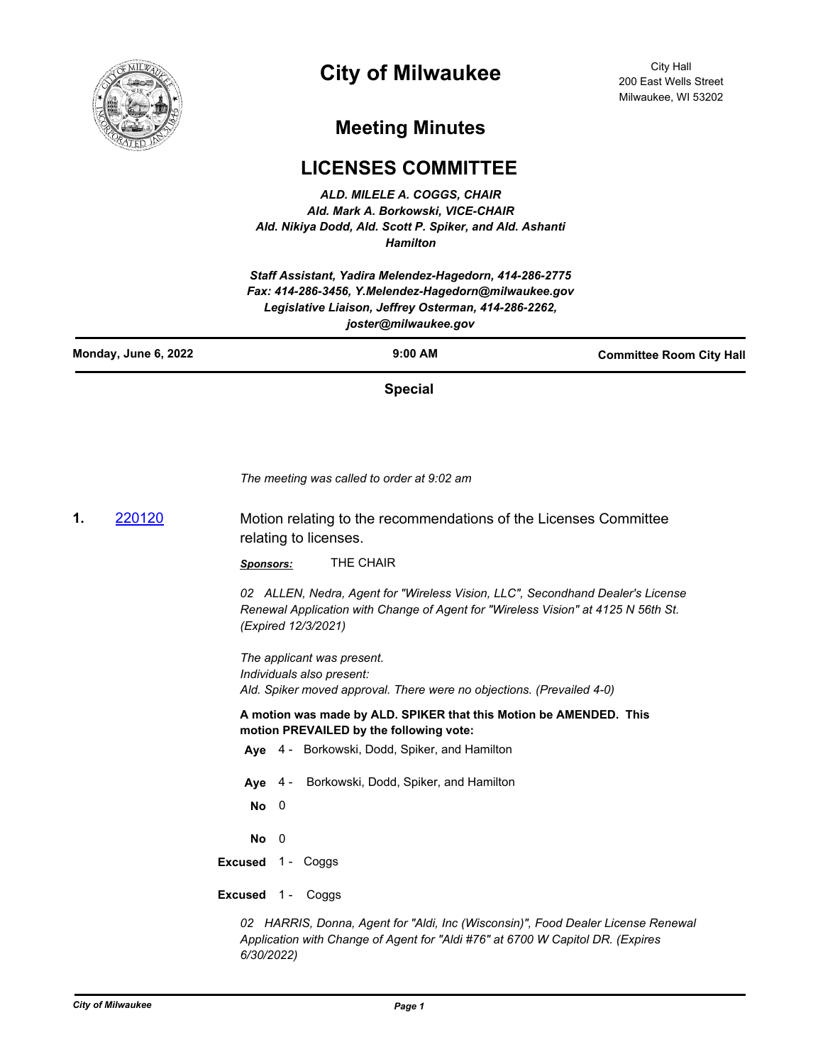# City of Milwaukee

City Hall
200 East Wells Street
Milwaukee, WI 53202

## Meeting Minutes

## LICENSES COMMITTEE

***ALD. MILELE A. COGGS, CHAIR***
***Ald. Mark A. Borkowski, VICE-CHAIR***
***Ald. Nikiya Dodd, Ald. Scott P. Spiker, and Ald. Ashanti Hamilton***

***Staff Assistant, Yadira Melendez-Hagedorn, 414-286-2775***
***Fax: 414-286-3456, Y.Melendez-Hagedorn@milwaukee.gov***
***Legislative Liaison, Jeffrey Osterman, 414-286-2262, joster@milwaukee.gov***

**Monday, June 6, 2022** | **9:00 AM** | **Committee Room City Hall**

**Special**

*The meeting was called to order at 9:02 am*

**1.** 220120 — Motion relating to the recommendations of the Licenses Committee relating to licenses.

***Sponsors:*** THE CHAIR

*02 ALLEN, Nedra, Agent for "Wireless Vision, LLC", Secondhand Dealer's License Renewal Application with Change of Agent for "Wireless Vision" at 4125 N 56th St. (Expired 12/3/2021)*

*The applicant was present.*
*Individuals also present:*
*Ald. Spiker moved approval. There were no objections. (Prevailed 4-0)*

**A motion was made by ALD. SPIKER that this Motion be AMENDED. This motion PREVAILED by the following vote:**

**Aye** 4 - Borkowski, Dodd, Spiker, and Hamilton

**Aye** 4 - Borkowski, Dodd, Spiker, and Hamilton

**No** 0

**No** 0

**Excused** 1 - Coggs

**Excused** 1 - Coggs

*02 HARRIS, Donna, Agent for "Aldi, Inc (Wisconsin)", Food Dealer License Renewal Application with Change of Agent for "Aldi #76" at 6700 W Capitol DR. (Expires 6/30/2022)*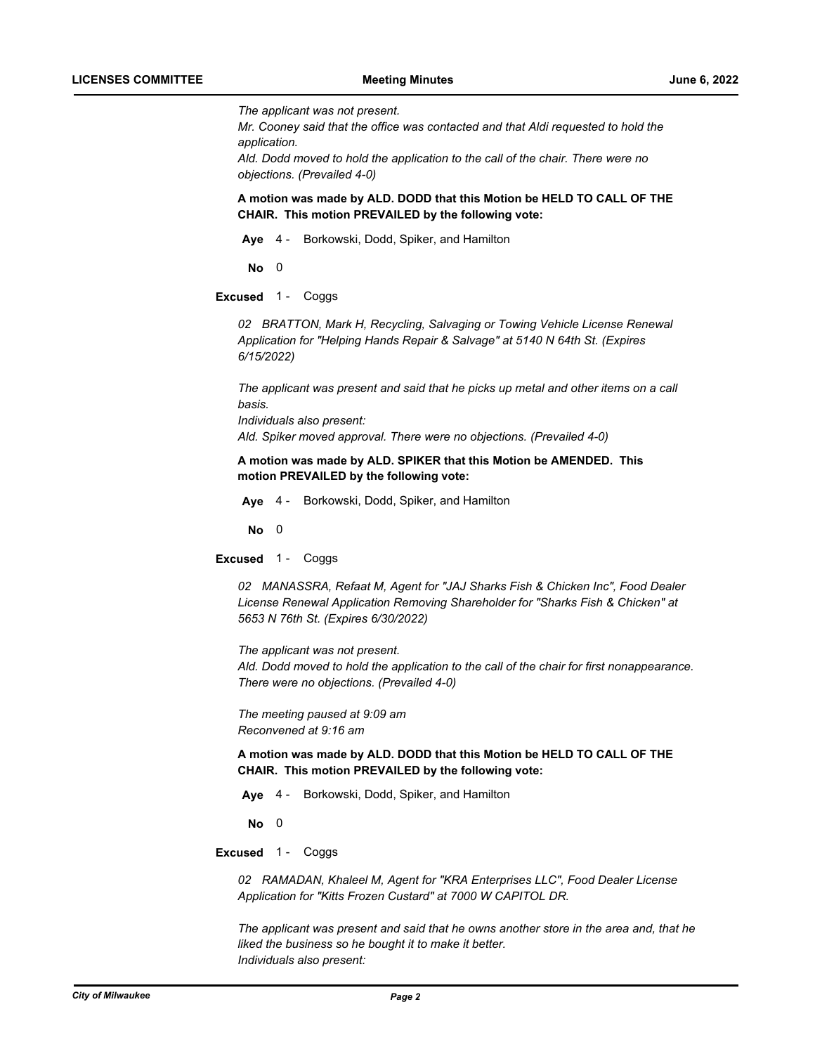*The applicant was not present.*
*Mr. Cooney said that the office was contacted and that Aldi requested to hold the application.*
*Ald. Dodd moved to hold the application to the call of the chair. There were no objections. (Prevailed 4-0)*

**A motion was made by ALD. DODD that this Motion be HELD TO CALL OF THE CHAIR. This motion PREVAILED by the following vote:**

**Aye** 4 - Borkowski, Dodd, Spiker, and Hamilton

**No** 0

**Excused** 1 - Coggs

*02 BRATTON, Mark H, Recycling, Salvaging or Towing Vehicle License Renewal Application for "Helping Hands Repair & Salvage" at 5140 N 64th St. (Expires 6/15/2022)*

*The applicant was present and said that he picks up metal and other items on a call basis.*
*Individuals also present:*
*Ald. Spiker moved approval. There were no objections. (Prevailed 4-0)*

**A motion was made by ALD. SPIKER that this Motion be AMENDED. This motion PREVAILED by the following vote:**

**Aye** 4 - Borkowski, Dodd, Spiker, and Hamilton

**No** 0

**Excused** 1 - Coggs

*02 MANASSRA, Refaat M, Agent for "JAJ Sharks Fish & Chicken Inc", Food Dealer License Renewal Application Removing Shareholder for "Sharks Fish & Chicken" at 5653 N 76th St. (Expires 6/30/2022)*

*The applicant was not present.*
*Ald. Dodd moved to hold the application to the call of the chair for first nonappearance. There were no objections. (Prevailed 4-0)*

*The meeting paused at 9:09 am*
*Reconvened at 9:16 am*

**A motion was made by ALD. DODD that this Motion be HELD TO CALL OF THE CHAIR. This motion PREVAILED by the following vote:**

**Aye** 4 - Borkowski, Dodd, Spiker, and Hamilton

**No** 0

**Excused** 1 - Coggs

*02 RAMADAN, Khaleel M, Agent for "KRA Enterprises LLC", Food Dealer License Application for "Kitts Frozen Custard" at 7000 W CAPITOL DR.*

*The applicant was present and said that he owns another store in the area and, that he liked the business so he bought it to make it better.*
*Individuals also present:*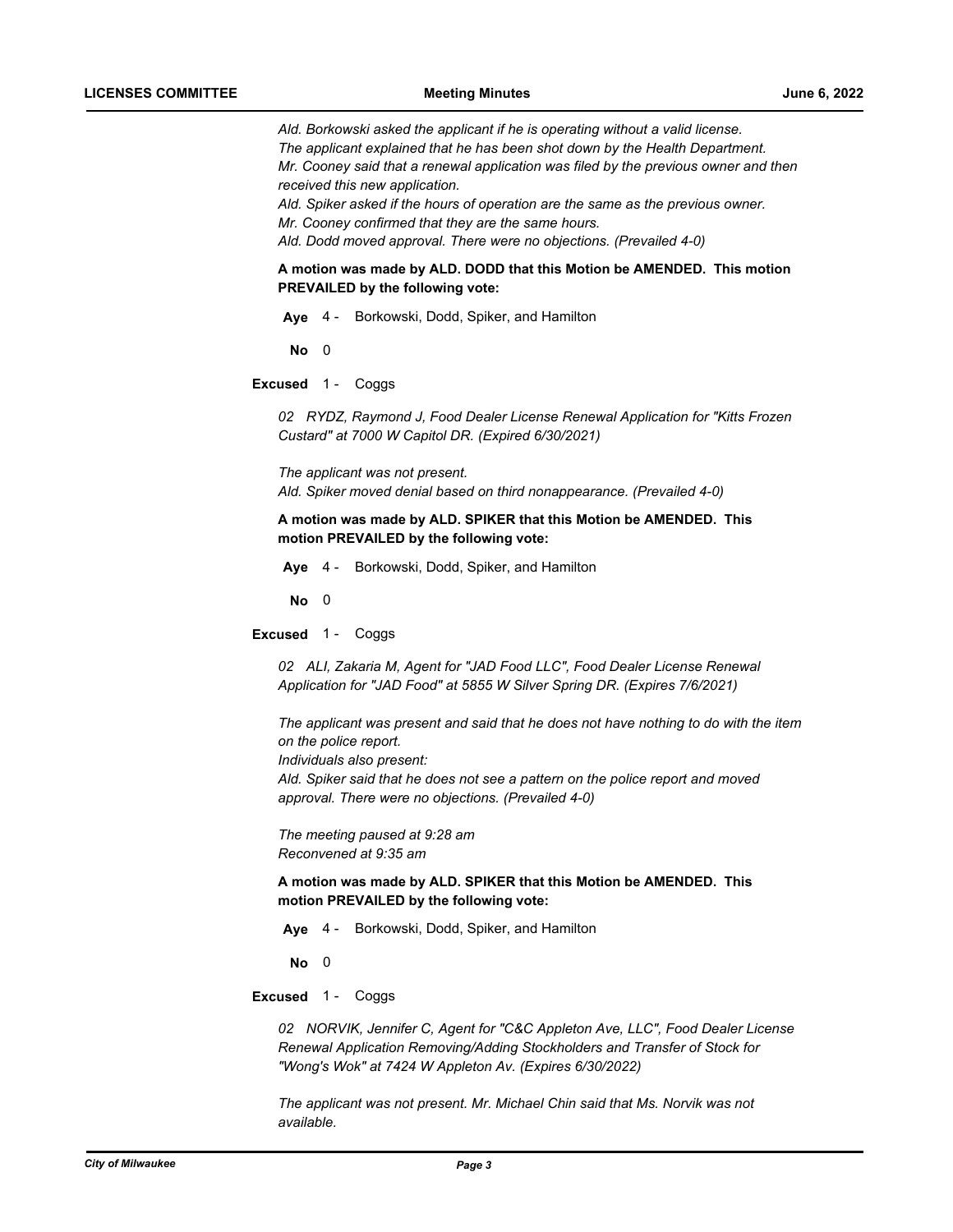*Ald. Borkowski asked the applicant if he is operating without a valid license.*
*The applicant explained that he has been shot down by the Health Department.*
*Mr. Cooney said that a renewal application was filed by the previous owner and then received this new application.*
*Ald. Spiker asked if the hours of operation are the same as the previous owner.*
*Mr. Cooney confirmed that they are the same hours.*
*Ald. Dodd moved approval. There were no objections. (Prevailed 4-0)*

**A motion was made by ALD. DODD that this Motion be AMENDED. This motion PREVAILED by the following vote:**

**Aye** 4 - Borkowski, Dodd, Spiker, and Hamilton

**No** 0

**Excused** 1 - Coggs

*02 RYDZ, Raymond J, Food Dealer License Renewal Application for "Kitts Frozen Custard" at 7000 W Capitol DR. (Expired 6/30/2021)*

*The applicant was not present.*
*Ald. Spiker moved denial based on third nonappearance. (Prevailed 4-0)*

**A motion was made by ALD. SPIKER that this Motion be AMENDED. This motion PREVAILED by the following vote:**

**Aye** 4 - Borkowski, Dodd, Spiker, and Hamilton

**No** 0

**Excused** 1 - Coggs

*02 ALI, Zakaria M, Agent for "JAD Food LLC", Food Dealer License Renewal Application for "JAD Food" at 5855 W Silver Spring DR. (Expires 7/6/2021)*

*The applicant was present and said that he does not have nothing to do with the item on the police report.*
*Individuals also present:*
*Ald. Spiker said that he does not see a pattern on the police report and moved approval. There were no objections. (Prevailed 4-0)*

*The meeting paused at 9:28 am*
*Reconvened at 9:35 am*

**A motion was made by ALD. SPIKER that this Motion be AMENDED. This motion PREVAILED by the following vote:**

**Aye** 4 - Borkowski, Dodd, Spiker, and Hamilton

**No** 0

**Excused** 1 - Coggs

*02 NORVIK, Jennifer C, Agent for "C&C Appleton Ave, LLC", Food Dealer License Renewal Application Removing/Adding Stockholders and Transfer of Stock for "Wong's Wok" at 7424 W Appleton Av. (Expires 6/30/2022)*

*The applicant was not present. Mr. Michael Chin said that Ms. Norvik was not available.*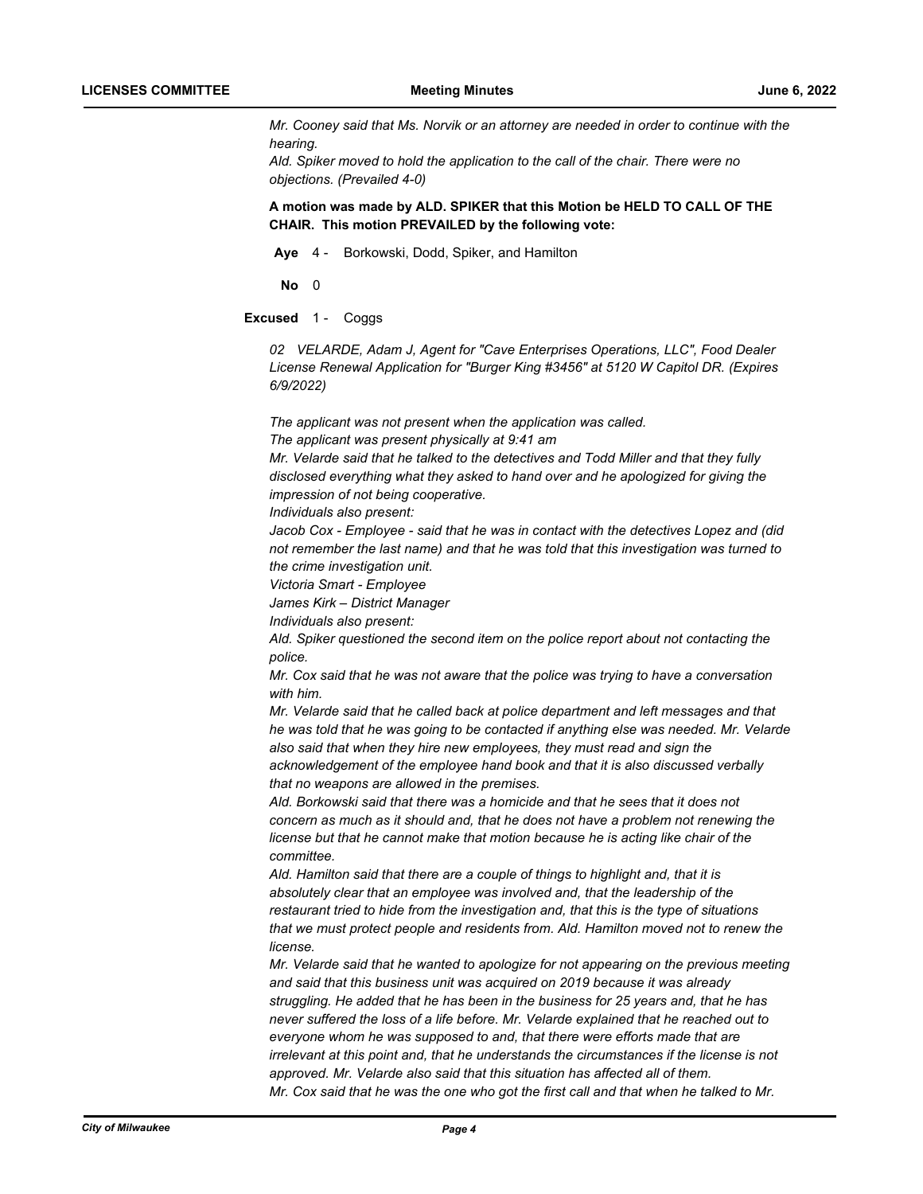*Mr. Cooney said that Ms. Norvik or an attorney are needed in order to continue with the hearing.*
*Ald. Spiker moved to hold the application to the call of the chair. There were no objections. (Prevailed 4-0)*

**A motion was made by ALD. SPIKER that this Motion be HELD TO CALL OF THE CHAIR. This motion PREVAILED by the following vote:**

**Aye** 4 - Borkowski, Dodd, Spiker, and Hamilton

**No** 0

**Excused** 1 - Coggs

*02 VELARDE, Adam J, Agent for "Cave Enterprises Operations, LLC", Food Dealer License Renewal Application for "Burger King #3456" at 5120 W Capitol DR. (Expires 6/9/2022)*

*The applicant was not present when the application was called.*
*The applicant was present physically at 9:41 am*
*Mr. Velarde said that he talked to the detectives and Todd Miller and that they fully disclosed everything what they asked to hand over and he apologized for giving the impression of not being cooperative.*
*Individuals also present:*
*Jacob Cox - Employee - said that he was in contact with the detectives Lopez and (did not remember the last name) and that he was told that this investigation was turned to the crime investigation unit.*
*Victoria Smart - Employee*
*James Kirk – District Manager*
*Individuals also present:*
*Ald. Spiker questioned the second item on the police report about not contacting the police.*
*Mr. Cox said that he was not aware that the police was trying to have a conversation with him.*
*Mr. Velarde said that he called back at police department and left messages and that he was told that he was going to be contacted if anything else was needed. Mr. Velarde also said that when they hire new employees, they must read and sign the acknowledgement of the employee hand book and that it is also discussed verbally that no weapons are allowed in the premises.*
*Ald. Borkowski said that there was a homicide and that he sees that it does not concern as much as it should and, that he does not have a problem not renewing the license but that he cannot make that motion because he is acting like chair of the committee.*
*Ald. Hamilton said that there are a couple of things to highlight and, that it is absolutely clear that an employee was involved and, that the leadership of the restaurant tried to hide from the investigation and, that this is the type of situations that we must protect people and residents from. Ald. Hamilton moved not to renew the license.*
*Mr. Velarde said that he wanted to apologize for not appearing on the previous meeting and said that this business unit was acquired on 2019 because it was already struggling. He added that he has been in the business for 25 years and, that he has never suffered the loss of a life before. Mr. Velarde explained that he reached out to everyone whom he was supposed to and, that there were efforts made that are irrelevant at this point and, that he understands the circumstances if the license is not approved. Mr. Velarde also said that this situation has affected all of them.*
*Mr. Cox said that he was the one who got the first call and that when he talked to Mr.*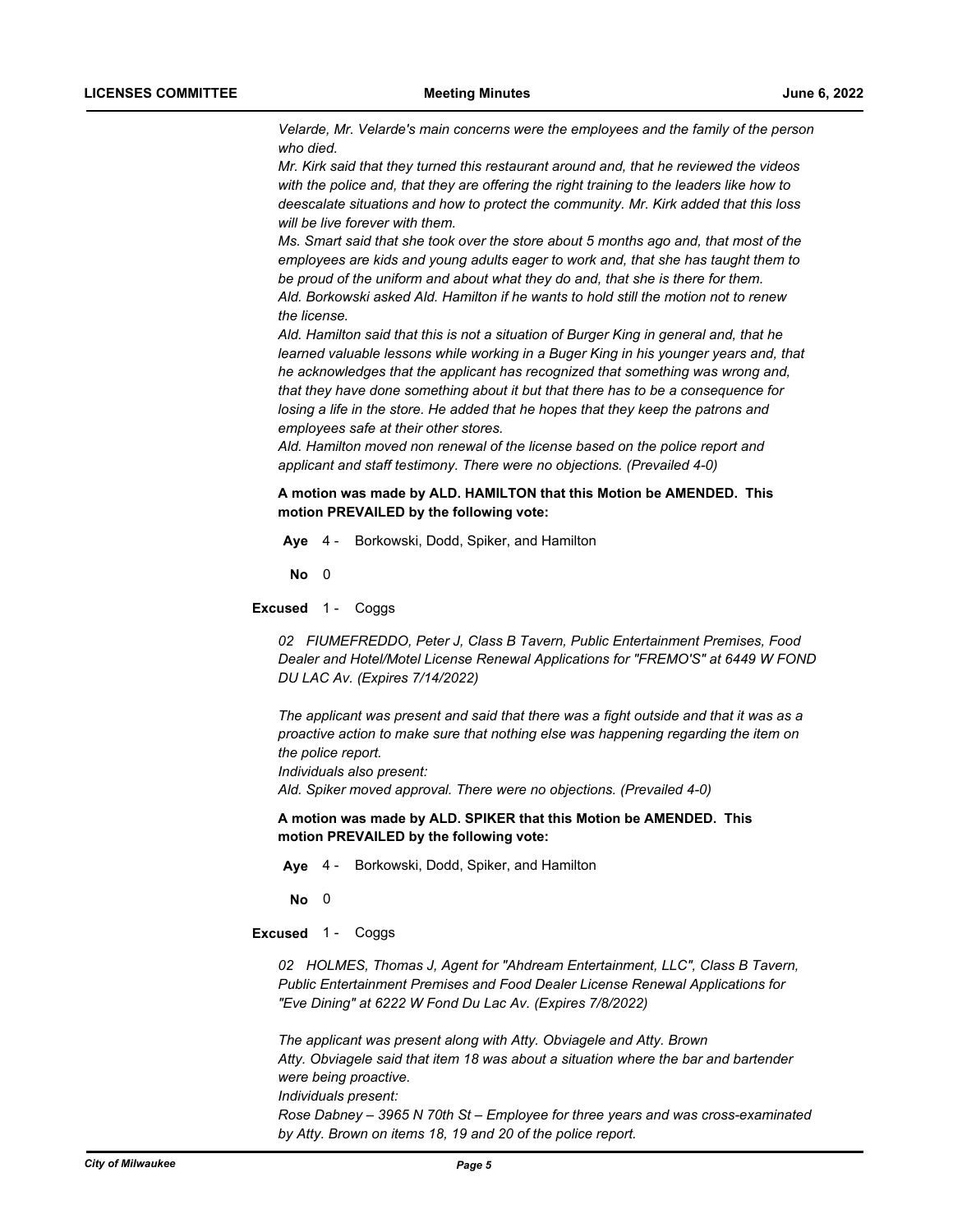*Velarde, Mr. Velarde's main concerns were the employees and the family of the person who died.*
*Mr. Kirk said that they turned this restaurant around and, that he reviewed the videos with the police and, that they are offering the right training to the leaders like how to deescalate situations and how to protect the community. Mr. Kirk added that this loss will be live forever with them.*
*Ms. Smart said that she took over the store about 5 months ago and, that most of the employees are kids and young adults eager to work and, that she has taught them to be proud of the uniform and about what they do and, that she is there for them.*
*Ald. Borkowski asked Ald. Hamilton if he wants to hold still the motion not to renew the license.*
*Ald. Hamilton said that this is not a situation of Burger King in general and, that he learned valuable lessons while working in a Buger King in his younger years and, that he acknowledges that the applicant has recognized that something was wrong and, that they have done something about it but that there has to be a consequence for losing a life in the store. He added that he hopes that they keep the patrons and employees safe at their other stores.*
*Ald. Hamilton moved non renewal of the license based on the police report and applicant and staff testimony. There were no objections. (Prevailed 4-0)*

**A motion was made by ALD. HAMILTON that this Motion be AMENDED. This motion PREVAILED by the following vote:**

**Aye** 4 - Borkowski, Dodd, Spiker, and Hamilton

**No** 0

**Excused** 1 - Coggs

*02 FIUMEFREDDO, Peter J, Class B Tavern, Public Entertainment Premises, Food Dealer and Hotel/Motel License Renewal Applications for "FREMO'S" at 6449 W FOND DU LAC Av. (Expires 7/14/2022)*

*The applicant was present and said that there was a fight outside and that it was as a proactive action to make sure that nothing else was happening regarding the item on the police report.*
*Individuals also present:*
*Ald. Spiker moved approval. There were no objections. (Prevailed 4-0)*

**A motion was made by ALD. SPIKER that this Motion be AMENDED. This motion PREVAILED by the following vote:**

**Aye** 4 - Borkowski, Dodd, Spiker, and Hamilton

**No** 0

**Excused** 1 - Coggs

*02 HOLMES, Thomas J, Agent for "Ahdream Entertainment, LLC", Class B Tavern, Public Entertainment Premises and Food Dealer License Renewal Applications for "Eve Dining" at 6222 W Fond Du Lac Av. (Expires 7/8/2022)*

*The applicant was present along with Atty. Obviagele and Atty. Brown*
*Atty. Obviagele said that item 18 was about a situation where the bar and bartender were being proactive.*
*Individuals present:*
*Rose Dabney – 3965 N 70th St – Employee for three years and was cross-examinated by Atty. Brown on items 18, 19 and 20 of the police report.*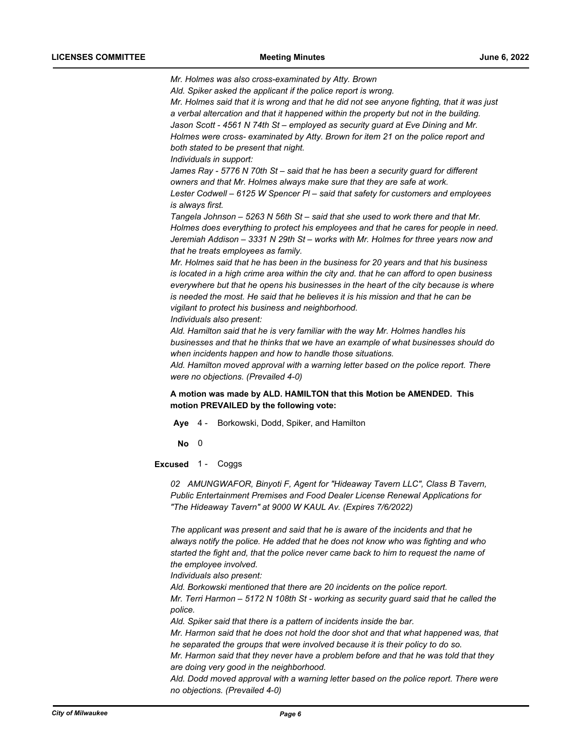*Mr. Holmes was also cross-examinated by Atty. Brown*
*Ald. Spiker asked the applicant if the police report is wrong.*
*Mr. Holmes said that it is wrong and that he did not see anyone fighting, that it was just a verbal altercation and that it happened within the property but not in the building.*
*Jason Scott - 4561 N 74th St – employed as security guard at Eve Dining and Mr. Holmes were cross- examinated by Atty. Brown for item 21 on the police report and both stated to be present that night.*
*Individuals in support:*
*James Ray - 5776 N 70th St – said that he has been a security guard for different owners and that Mr. Holmes always make sure that they are safe at work.*
*Lester Codwell – 6125 W Spencer Pl – said that safety for customers and employees is always first.*
*Tangela Johnson – 5263 N 56th St – said that she used to work there and that Mr. Holmes does everything to protect his employees and that he cares for people in need.*
*Jeremiah Addison – 3331 N 29th St – works with Mr. Holmes for three years now and that he treats employees as family.*
*Mr. Holmes said that he has been in the business for 20 years and that his business is located in a high crime area within the city and. that he can afford to open business everywhere but that he opens his businesses in the heart of the city because is where is needed the most. He said that he believes it is his mission and that he can be vigilant to protect his business and neighborhood.*
*Individuals also present:*
*Ald. Hamilton said that he is very familiar with the way Mr. Holmes handles his businesses and that he thinks that we have an example of what businesses should do when incidents happen and how to handle those situations.*
*Ald. Hamilton moved approval with a warning letter based on the police report. There were no objections. (Prevailed 4-0)*

**A motion was made by ALD. HAMILTON that this Motion be AMENDED. This motion PREVAILED by the following vote:**

**Aye** 4 - Borkowski, Dodd, Spiker, and Hamilton

**No** 0

**Excused** 1 - Coggs

*02 AMUNGWAFOR, Binyoti F, Agent for "Hideaway Tavern LLC", Class B Tavern, Public Entertainment Premises and Food Dealer License Renewal Applications for "The Hideaway Tavern" at 9000 W KAUL Av. (Expires 7/6/2022)*

*The applicant was present and said that he is aware of the incidents and that he always notify the police. He added that he does not know who was fighting and who started the fight and, that the police never came back to him to request the name of the employee involved.*
*Individuals also present:*
*Ald. Borkowski mentioned that there are 20 incidents on the police report.*
*Mr. Terri Harmon – 5172 N 108th St - working as security guard said that he called the police.*
*Ald. Spiker said that there is a pattern of incidents inside the bar.*
*Mr. Harmon said that he does not hold the door shot and that what happened was, that he separated the groups that were involved because it is their policy to do so.*
*Mr. Harmon said that they never have a problem before and that he was told that they are doing very good in the neighborhood.*
*Ald. Dodd moved approval with a warning letter based on the police report. There were no objections. (Prevailed 4-0)*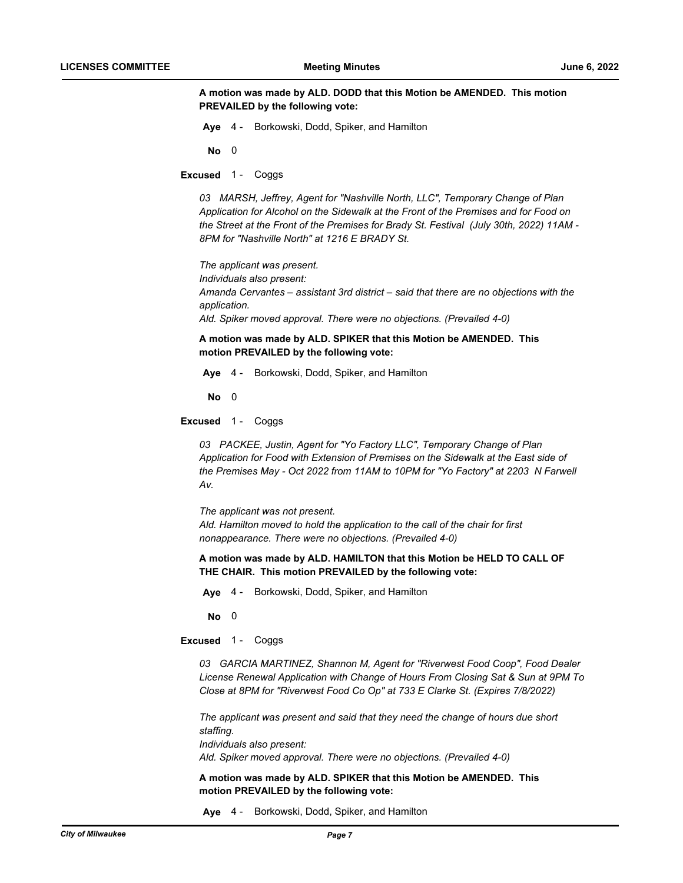**A motion was made by ALD. DODD that this Motion be AMENDED. This motion PREVAILED by the following vote:**

**Aye** 4 - Borkowski, Dodd, Spiker, and Hamilton

**No** 0

**Excused** 1 - Coggs

*03 MARSH, Jeffrey, Agent for "Nashville North, LLC", Temporary Change of Plan Application for Alcohol on the Sidewalk at the Front of the Premises and for Food on the Street at the Front of the Premises for Brady St. Festival (July 30th, 2022) 11AM - 8PM for "Nashville North" at 1216 E BRADY St.*

*The applicant was present.*
*Individuals also present:*
*Amanda Cervantes – assistant 3rd district – said that there are no objections with the application.*
*Ald. Spiker moved approval. There were no objections. (Prevailed 4-0)*

**A motion was made by ALD. SPIKER that this Motion be AMENDED. This motion PREVAILED by the following vote:**

**Aye** 4 - Borkowski, Dodd, Spiker, and Hamilton

**No** 0

**Excused** 1 - Coggs

*03 PACKEE, Justin, Agent for "Yo Factory LLC", Temporary Change of Plan Application for Food with Extension of Premises on the Sidewalk at the East side of the Premises May - Oct 2022 from 11AM to 10PM for "Yo Factory" at 2203 N Farwell Av.*

*The applicant was not present.*
*Ald. Hamilton moved to hold the application to the call of the chair for first nonappearance. There were no objections. (Prevailed 4-0)*

**A motion was made by ALD. HAMILTON that this Motion be HELD TO CALL OF THE CHAIR. This motion PREVAILED by the following vote:**

**Aye** 4 - Borkowski, Dodd, Spiker, and Hamilton

**No** 0

**Excused** 1 - Coggs

*03 GARCIA MARTINEZ, Shannon M, Agent for "Riverwest Food Coop", Food Dealer License Renewal Application with Change of Hours From Closing Sat & Sun at 9PM To Close at 8PM for "Riverwest Food Co Op" at 733 E Clarke St. (Expires 7/8/2022)*

*The applicant was present and said that they need the change of hours due short staffing.*
*Individuals also present:*
*Ald. Spiker moved approval. There were no objections. (Prevailed 4-0)*

**A motion was made by ALD. SPIKER that this Motion be AMENDED. This motion PREVAILED by the following vote:**

**Aye** 4 - Borkowski, Dodd, Spiker, and Hamilton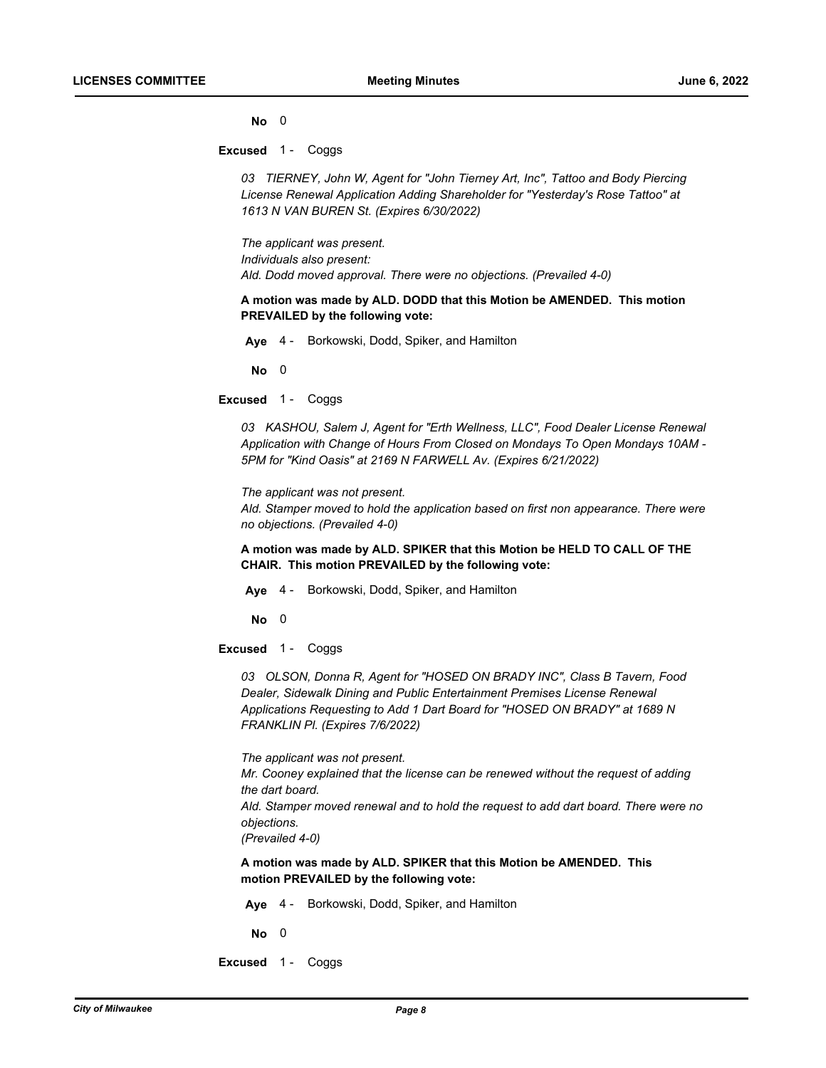**No** 0

**Excused** 1 - Coggs

*03 TIERNEY, John W, Agent for "John Tierney Art, Inc", Tattoo and Body Piercing License Renewal Application Adding Shareholder for "Yesterday's Rose Tattoo" at 1613 N VAN BUREN St. (Expires 6/30/2022)*

*The applicant was present.*
*Individuals also present:*
*Ald. Dodd moved approval. There were no objections. (Prevailed 4-0)*

**A motion was made by ALD. DODD that this Motion be AMENDED. This motion PREVAILED by the following vote:**

**Aye** 4 - Borkowski, Dodd, Spiker, and Hamilton

**No** 0

**Excused** 1 - Coggs

*03 KASHOU, Salem J, Agent for "Erth Wellness, LLC", Food Dealer License Renewal Application with Change of Hours From Closed on Mondays To Open Mondays 10AM - 5PM for "Kind Oasis" at 2169 N FARWELL Av. (Expires 6/21/2022)*

*The applicant was not present.*
*Ald. Stamper moved to hold the application based on first non appearance. There were no objections. (Prevailed 4-0)*

**A motion was made by ALD. SPIKER that this Motion be HELD TO CALL OF THE CHAIR. This motion PREVAILED by the following vote:**

**Aye** 4 - Borkowski, Dodd, Spiker, and Hamilton

**No** 0

**Excused** 1 - Coggs

*03 OLSON, Donna R, Agent for "HOSED ON BRADY INC", Class B Tavern, Food Dealer, Sidewalk Dining and Public Entertainment Premises License Renewal Applications Requesting to Add 1 Dart Board for "HOSED ON BRADY" at 1689 N FRANKLIN Pl. (Expires 7/6/2022)*

*The applicant was not present.*
*Mr. Cooney explained that the license can be renewed without the request of adding the dart board.*
*Ald. Stamper moved renewal and to hold the request to add dart board. There were no objections.*
*(Prevailed 4-0)*

**A motion was made by ALD. SPIKER that this Motion be AMENDED. This motion PREVAILED by the following vote:**

**Aye** 4 - Borkowski, Dodd, Spiker, and Hamilton

**No** 0

**Excused** 1 - Coggs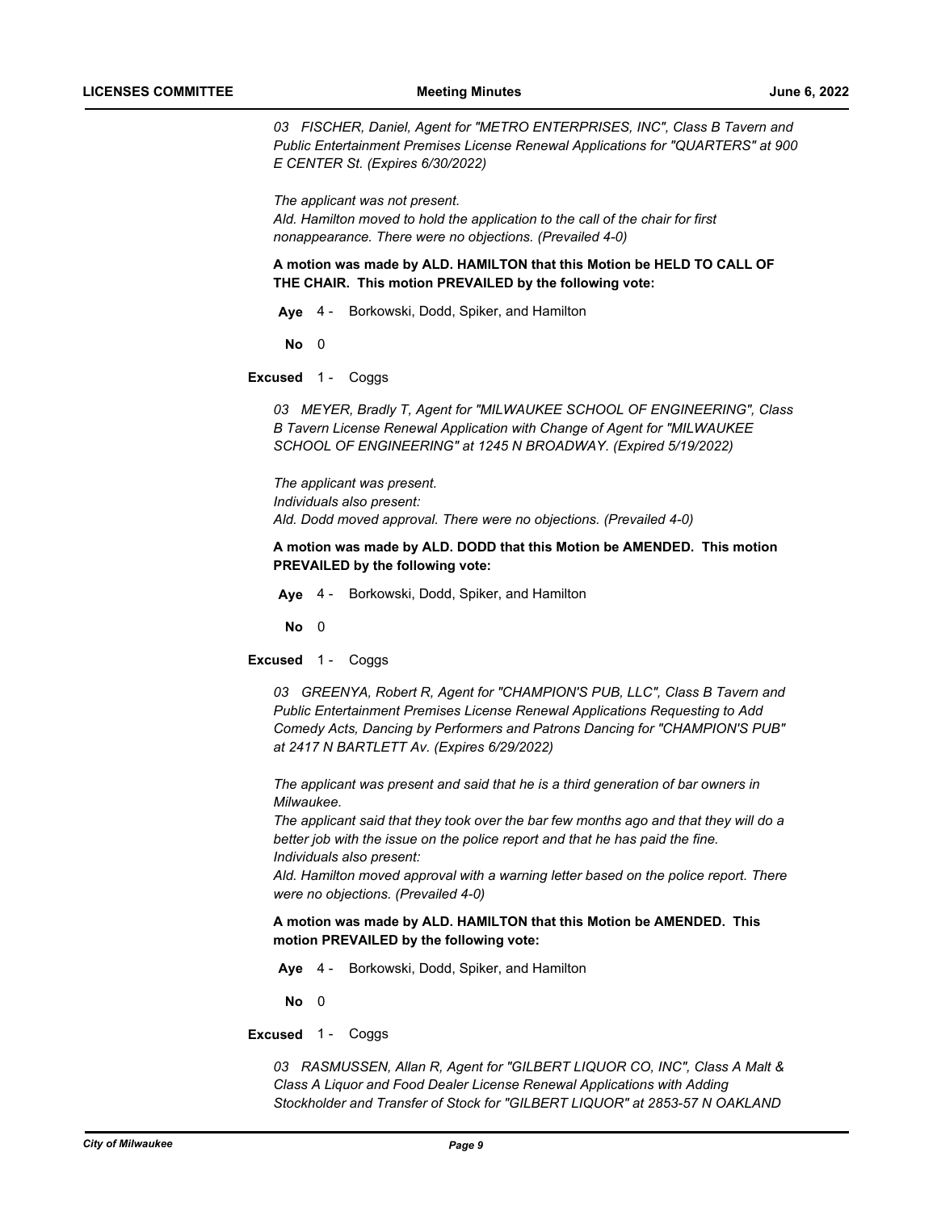*03 FISCHER, Daniel, Agent for "METRO ENTERPRISES, INC", Class B Tavern and Public Entertainment Premises License Renewal Applications for "QUARTERS" at 900 E CENTER St. (Expires 6/30/2022)*

*The applicant was not present.*
*Ald. Hamilton moved to hold the application to the call of the chair for first nonappearance. There were no objections. (Prevailed 4-0)*

**A motion was made by ALD. HAMILTON that this Motion be HELD TO CALL OF THE CHAIR. This motion PREVAILED by the following vote:**

**Aye** 4 - Borkowski, Dodd, Spiker, and Hamilton

**No** 0

**Excused** 1 - Coggs

*03 MEYER, Bradly T, Agent for "MILWAUKEE SCHOOL OF ENGINEERING", Class B Tavern License Renewal Application with Change of Agent for "MILWAUKEE SCHOOL OF ENGINEERING" at 1245 N BROADWAY. (Expired 5/19/2022)*

*The applicant was present.*
*Individuals also present:*
*Ald. Dodd moved approval. There were no objections. (Prevailed 4-0)*

**A motion was made by ALD. DODD that this Motion be AMENDED. This motion PREVAILED by the following vote:**

**Aye** 4 - Borkowski, Dodd, Spiker, and Hamilton

**No** 0

**Excused** 1 - Coggs

*03 GREENYA, Robert R, Agent for "CHAMPION'S PUB, LLC", Class B Tavern and Public Entertainment Premises License Renewal Applications Requesting to Add Comedy Acts, Dancing by Performers and Patrons Dancing for "CHAMPION'S PUB" at 2417 N BARTLETT Av. (Expires 6/29/2022)*

*The applicant was present and said that he is a third generation of bar owners in Milwaukee.*
*The applicant said that they took over the bar few months ago and that they will do a better job with the issue on the police report and that he has paid the fine.*
*Individuals also present:*
*Ald. Hamilton moved approval with a warning letter based on the police report. There were no objections. (Prevailed 4-0)*

**A motion was made by ALD. HAMILTON that this Motion be AMENDED. This motion PREVAILED by the following vote:**

**Aye** 4 - Borkowski, Dodd, Spiker, and Hamilton

**No** 0

**Excused** 1 - Coggs

*03 RASMUSSEN, Allan R, Agent for "GILBERT LIQUOR CO, INC", Class A Malt & Class A Liquor and Food Dealer License Renewal Applications with Adding Stockholder and Transfer of Stock for "GILBERT LIQUOR" at 2853-57 N OAKLAND*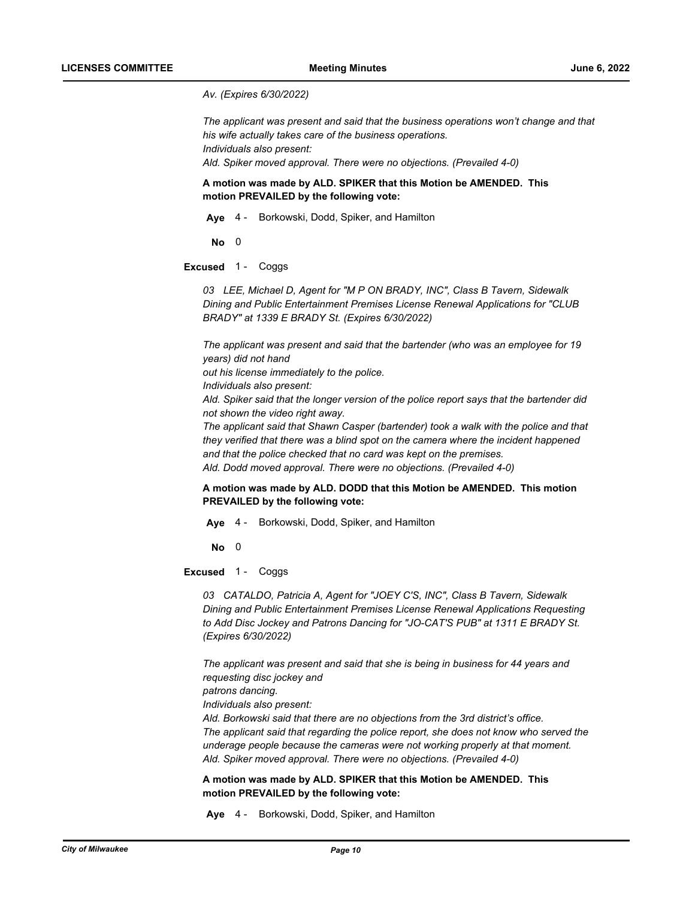*Av. (Expires 6/30/2022)*

*The applicant was present and said that the business operations won't change and that his wife actually takes care of the business operations.*
*Individuals also present:*
*Ald. Spiker moved approval. There were no objections. (Prevailed 4-0)*

**A motion was made by ALD. SPIKER that this Motion be AMENDED. This motion PREVAILED by the following vote:**

**Aye** 4 - Borkowski, Dodd, Spiker, and Hamilton

**No** 0

**Excused** 1 - Coggs

*03 LEE, Michael D, Agent for "M P ON BRADY, INC", Class B Tavern, Sidewalk Dining and Public Entertainment Premises License Renewal Applications for "CLUB BRADY" at 1339 E BRADY St. (Expires 6/30/2022)*

*The applicant was present and said that the bartender (who was an employee for 19 years) did not hand*
*out his license immediately to the police.*
*Individuals also present:*
*Ald. Spiker said that the longer version of the police report says that the bartender did not shown the video right away.*
*The applicant said that Shawn Casper (bartender) took a walk with the police and that they verified that there was a blind spot on the camera where the incident happened and that the police checked that no card was kept on the premises.*
*Ald. Dodd moved approval. There were no objections. (Prevailed 4-0)*

**A motion was made by ALD. DODD that this Motion be AMENDED. This motion PREVAILED by the following vote:**

**Aye** 4 - Borkowski, Dodd, Spiker, and Hamilton

**No** 0

**Excused** 1 - Coggs

*03 CATALDO, Patricia A, Agent for "JOEY C'S, INC", Class B Tavern, Sidewalk Dining and Public Entertainment Premises License Renewal Applications Requesting to Add Disc Jockey and Patrons Dancing for "JO-CAT'S PUB" at 1311 E BRADY St. (Expires 6/30/2022)*

*The applicant was present and said that she is being in business for 44 years and requesting disc jockey and*
*patrons dancing.*
*Individuals also present:*
*Ald. Borkowski said that there are no objections from the 3rd district's office.*
*The applicant said that regarding the police report, she does not know who served the underage people because the cameras were not working properly at that moment.*
*Ald. Spiker moved approval. There were no objections. (Prevailed 4-0)*

**A motion was made by ALD. SPIKER that this Motion be AMENDED. This motion PREVAILED by the following vote:**

**Aye** 4 - Borkowski, Dodd, Spiker, and Hamilton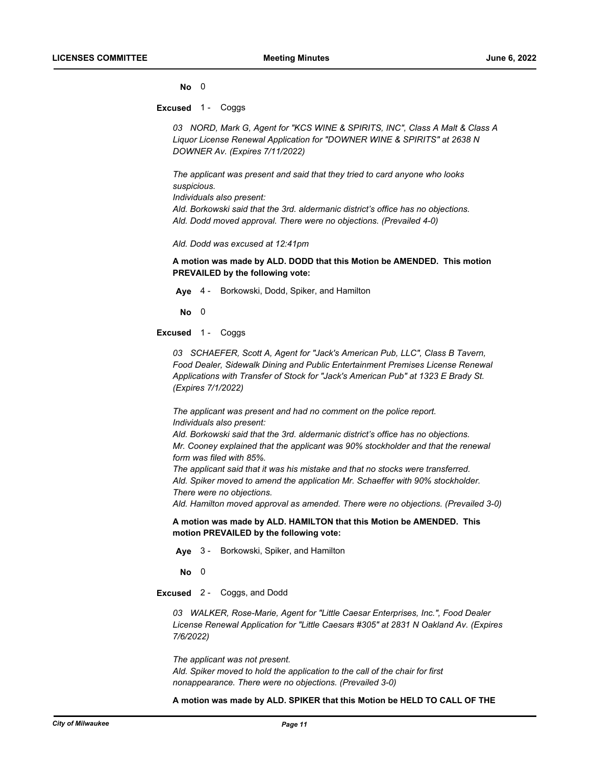**No** 0

**Excused** 1 - Coggs

*03 NORD, Mark G, Agent for "KCS WINE & SPIRITS, INC", Class A Malt & Class A Liquor License Renewal Application for "DOWNER WINE & SPIRITS" at 2638 N DOWNER Av. (Expires 7/11/2022)*

*The applicant was present and said that they tried to card anyone who looks suspicious.*
*Individuals also present:*
*Ald. Borkowski said that the 3rd. aldermanic district's office has no objections.*
*Ald. Dodd moved approval. There were no objections. (Prevailed 4-0)*

*Ald. Dodd was excused at 12:41pm*

**A motion was made by ALD. DODD that this Motion be AMENDED. This motion PREVAILED by the following vote:**

**Aye** 4 - Borkowski, Dodd, Spiker, and Hamilton

**No** 0

**Excused** 1 - Coggs

*03 SCHAEFER, Scott A, Agent for "Jack's American Pub, LLC", Class B Tavern, Food Dealer, Sidewalk Dining and Public Entertainment Premises License Renewal Applications with Transfer of Stock for "Jack's American Pub" at 1323 E Brady St. (Expires 7/1/2022)*

*The applicant was present and had no comment on the police report.*
*Individuals also present:*
*Ald. Borkowski said that the 3rd. aldermanic district's office has no objections.*
*Mr. Cooney explained that the applicant was 90% stockholder and that the renewal form was filed with 85%.*
*The applicant said that it was his mistake and that no stocks were transferred.*
*Ald. Spiker moved to amend the application Mr. Schaeffer with 90% stockholder. There were no objections.*
*Ald. Hamilton moved approval as amended. There were no objections. (Prevailed 3-0)*

**A motion was made by ALD. HAMILTON that this Motion be AMENDED. This motion PREVAILED by the following vote:**

**Aye** 3 - Borkowski, Spiker, and Hamilton

**No** 0

**Excused** 2 - Coggs, and Dodd

*03 WALKER, Rose-Marie, Agent for "Little Caesar Enterprises, Inc.", Food Dealer License Renewal Application for "Little Caesars #305" at 2831 N Oakland Av. (Expires 7/6/2022)*

*The applicant was not present.*
*Ald. Spiker moved to hold the application to the call of the chair for first nonappearance. There were no objections. (Prevailed 3-0)*

**A motion was made by ALD. SPIKER that this Motion be HELD TO CALL OF THE**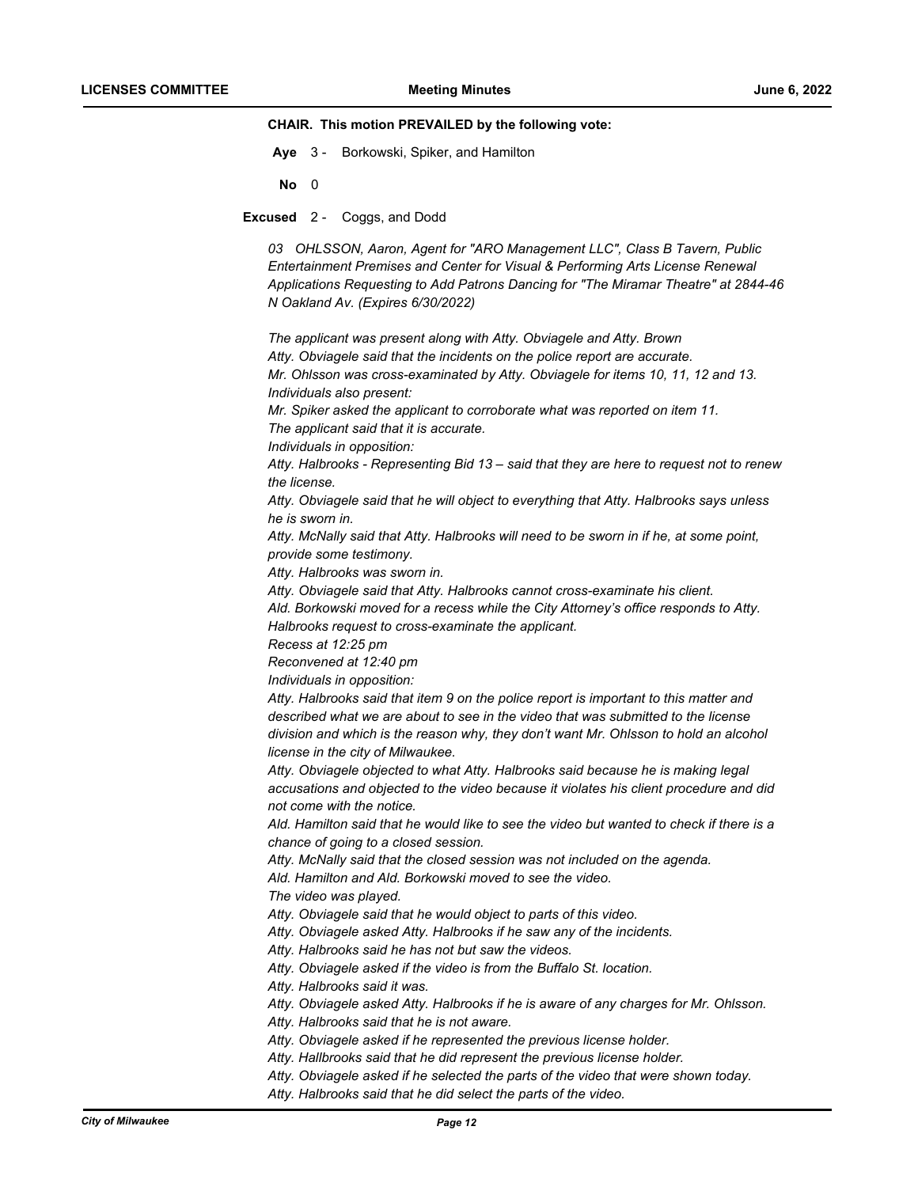**CHAIR. This motion PREVAILED by the following vote:**

**Aye** 3 - Borkowski, Spiker, and Hamilton

**No** 0

**Excused** 2 - Coggs, and Dodd

*03 OHLSSON, Aaron, Agent for "ARO Management LLC", Class B Tavern, Public Entertainment Premises and Center for Visual & Performing Arts License Renewal Applications Requesting to Add Patrons Dancing for "The Miramar Theatre" at 2844-46 N Oakland Av. (Expires 6/30/2022)*

*The applicant was present along with Atty. Obviagele and Atty. Brown*
*Atty. Obviagele said that the incidents on the police report are accurate.*
*Mr. Ohlsson was cross-examined by Atty. Obviagele for items 10, 11, 12 and 13.*
*Individuals also present:*
*Mr. Spiker asked the applicant to corroborate what was reported on item 11.*
*The applicant said that it is accurate.*
*Individuals in opposition:*
*Atty. Halbrooks - Representing Bid 13 – said that they are here to request not to renew the license.*
*Atty. Obviagele said that he will object to everything that Atty. Halbrooks says unless he is sworn in.*
*Atty. McNally said that Atty. Halbrooks will need to be sworn in if he, at some point, provide some testimony.*
*Atty. Halbrooks was sworn in.*
*Atty. Obviagele said that Atty. Halbrooks cannot cross-examinate his client.*
*Ald. Borkowski moved for a recess while the City Attorney's office responds to Atty. Halbrooks request to cross-examinate the applicant.*
*Recess at 12:25 pm*
*Reconvened at 12:40 pm*
*Individuals in opposition:*
*Atty. Halbrooks said that item 9 on the police report is important to this matter and described what we are about to see in the video that was submitted to the license division and which is the reason why, they don't want Mr. Ohlsson to hold an alcohol license in the city of Milwaukee.*
*Atty. Obviagele objected to what Atty. Halbrooks said because he is making legal accusations and objected to the video because it violates his client procedure and did not come with the notice.*
*Ald. Hamilton said that he would like to see the video but wanted to check if there is a chance of going to a closed session.*
*Atty. McNally said that the closed session was not included on the agenda.*
*Ald. Hamilton and Ald. Borkowski moved to see the video.*
*The video was played.*
*Atty. Obviagele said that he would object to parts of this video.*
*Atty. Obviagele asked Atty. Halbrooks if he saw any of the incidents.*
*Atty. Halbrooks said he has not but saw the videos.*
*Atty. Obviagele asked if the video is from the Buffalo St. location.*
*Atty. Halbrooks said it was.*
*Atty. Obviagele asked Atty. Halbrooks if he is aware of any charges for Mr. Ohlsson.*
*Atty. Halbrooks said that he is not aware.*
*Atty. Obviagele asked if he represented the previous license holder.*
*Atty. Hallbrooks said that he did represent the previous license holder.*
*Atty. Obviagele asked if he selected the parts of the video that were shown today.*
*Atty. Halbrooks said that he did select the parts of the video.*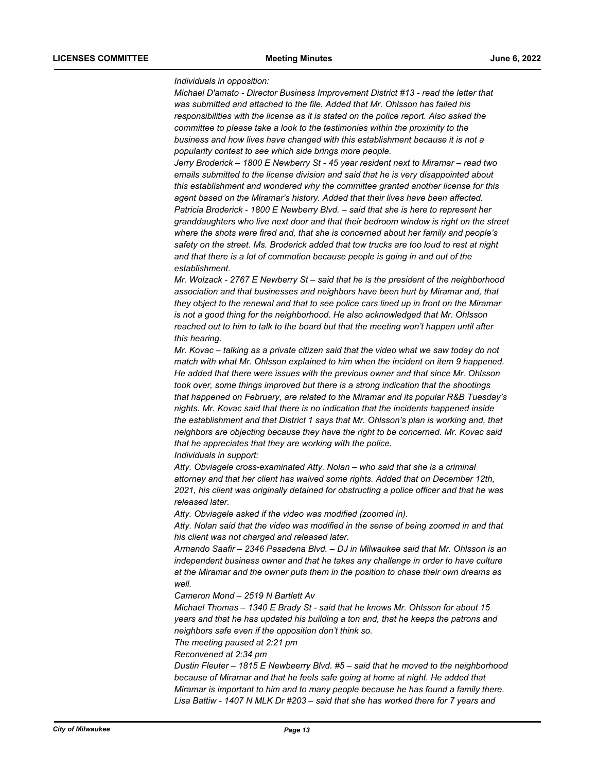*Individuals in opposition:*

*Michael D'amato - Director Business Improvement District #13 - read the letter that was submitted and attached to the file. Added that Mr. Ohlsson has failed his responsibilities with the license as it is stated on the police report. Also asked the committee to please take a look to the testimonies within the proximity to the business and how lives have changed with this establishment because it is not a popularity contest to see which side brings more people.*

*Jerry Broderick – 1800 E Newberry St - 45 year resident next to Miramar – read two emails submitted to the license division and said that he is very disappointed about this establishment and wondered why the committee granted another license for this agent based on the Miramar's history. Added that their lives have been affected.*

*Patricia Broderick - 1800 E Newberry Blvd. – said that she is here to represent her granddaughters who live next door and that their bedroom window is right on the street where the shots were fired and, that she is concerned about her family and people's safety on the street. Ms. Broderick added that tow trucks are too loud to rest at night and that there is a lot of commotion because people is going in and out of the establishment.*

*Mr. Wolzack - 2767 E Newberry St – said that he is the president of the neighborhood association and that businesses and neighbors have been hurt by Miramar and, that they object to the renewal and that to see police cars lined up in front on the Miramar is not a good thing for the neighborhood. He also acknowledged that Mr. Ohlsson reached out to him to talk to the board but that the meeting won't happen until after this hearing.*

*Mr. Kovac – talking as a private citizen said that the video what we saw today do not match with what Mr. Ohlsson explained to him when the incident on item 9 happened. He added that there were issues with the previous owner and that since Mr. Ohlsson took over, some things improved but there is a strong indication that the shootings that happened on February, are related to the Miramar and its popular R&B Tuesday's nights. Mr. Kovac said that there is no indication that the incidents happened inside the establishment and that District 1 says that Mr. Ohlsson's plan is working and, that neighbors are objecting because they have the right to be concerned. Mr. Kovac said that he appreciates that they are working with the police.*

*Individuals in support:*

*Atty. Obviagele cross-examinated Atty. Nolan – who said that she is a criminal attorney and that her client has waived some rights. Added that on December 12th, 2021, his client was originally detained for obstructing a police officer and that he was released later.*

*Atty. Obviagele asked if the video was modified (zoomed in).*

*Atty. Nolan said that the video was modified in the sense of being zoomed in and that his client was not charged and released later.*

*Armando Saafir – 2346 Pasadena Blvd. – DJ in Milwaukee said that Mr. Ohlsson is an independent business owner and that he takes any challenge in order to have culture at the Miramar and the owner puts them in the position to chase their own dreams as well.*

*Cameron Mond – 2519 N Bartlett Av*

*Michael Thomas – 1340 E Brady St - said that he knows Mr. Ohlsson for about 15 years and that he has updated his building a ton and, that he keeps the patrons and neighbors safe even if the opposition don't think so.*

*The meeting paused at 2:21 pm*

*Reconvened at 2:34 pm*

*Dustin Fleuter – 1815 E Newbeerry Blvd. #5 – said that he moved to the neighborhood because of Miramar and that he feels safe going at home at night. He added that Miramar is important to him and to many people because he has found a family there.*

*Lisa Battiw - 1407 N MLK Dr #203 – said that she has worked there for 7 years and*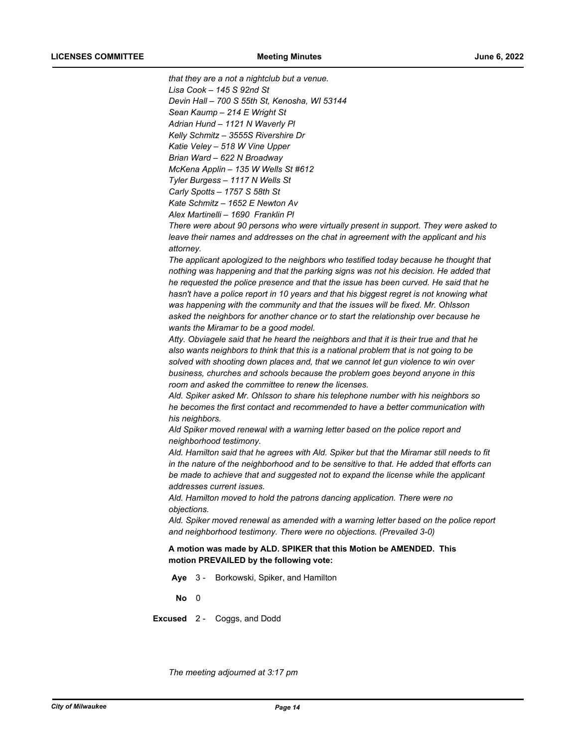*that they are a not a nightclub but a venue.*
*Lisa Cook – 145 S 92nd St*
*Devin Hall – 700 S 55th St, Kenosha, WI 53144*
*Sean Kaump – 214 E Wright St*
*Adrian Hund – 1121 N Waverly Pl*
*Kelly Schmitz – 3555S Rivershire Dr*
*Katie Veley – 518 W Vine Upper*
*Brian Ward – 622 N Broadway*
*McKena Applin – 135 W Wells St #612*
*Tyler Burgess – 1117 N Wells St*
*Carly Spotts – 1757 S 58th St*
*Kate Schmitz – 1652 E Newton Av*
*Alex Martinelli – 1690 Franklin Pl*
*There were about 90 persons who were virtually present in support. They were asked to leave their names and addresses on the chat in agreement with the applicant and his attorney.*
*The applicant apologized to the neighbors who testified today because he thought that nothing was happening and that the parking signs was not his decision. He added that he requested the police presence and that the issue has been curved. He said that he hasn't have a police report in 10 years and that his biggest regret is not knowing what was happening with the community and that the issues will be fixed. Mr. Ohlsson asked the neighbors for another chance or to start the relationship over because he wants the Miramar to be a good model.*
*Atty. Obviagele said that he heard the neighbors and that it is their true and that he also wants neighbors to think that this is a national problem that is not going to be solved with shooting down places and, that we cannot let gun violence to win over business, churches and schools because the problem goes beyond anyone in this room and asked the committee to renew the licenses.*
*Ald. Spiker asked Mr. Ohlsson to share his telephone number with his neighbors so he becomes the first contact and recommended to have a better communication with his neighbors.*
*Ald Spiker moved renewal with a warning letter based on the police report and neighborhood testimony.*
*Ald. Hamilton said that he agrees with Ald. Spiker but that the Miramar still needs to fit in the nature of the neighborhood and to be sensitive to that. He added that efforts can be made to achieve that and suggested not to expand the license while the applicant addresses current issues.*
*Ald. Hamilton moved to hold the patrons dancing application. There were no objections.*
*Ald. Spiker moved renewal as amended with a warning letter based on the police report and neighborhood testimony. There were no objections. (Prevailed 3-0)*

**A motion was made by ALD. SPIKER that this Motion be AMENDED. This motion PREVAILED by the following vote:**

**Aye** 3 - Borkowski, Spiker, and Hamilton

**No** 0

**Excused** 2 - Coggs, and Dodd

*The meeting adjourned at 3:17 pm*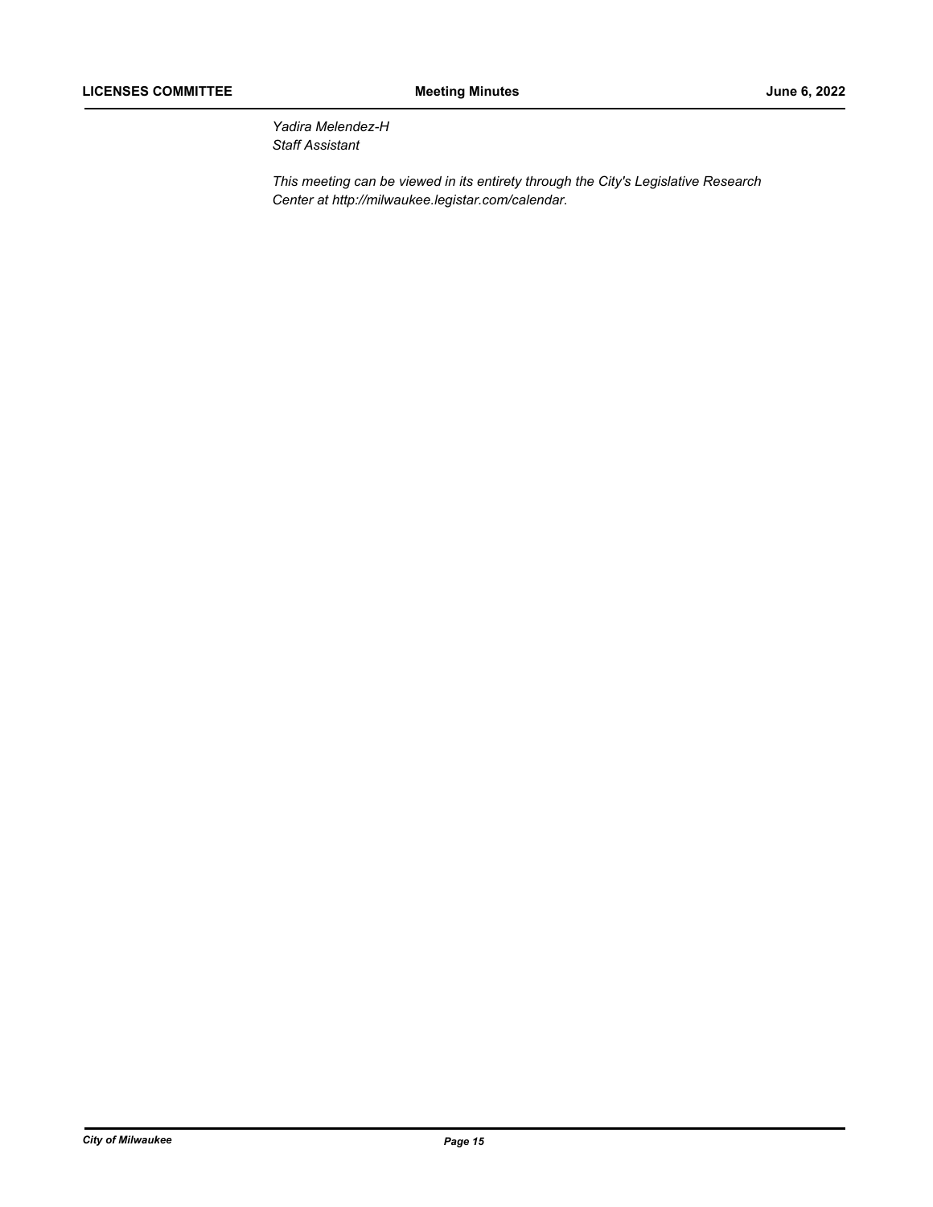*Yadira Melendez-H*
*Staff Assistant*

*This meeting can be viewed in its entirety through the City's Legislative Research Center at http://milwaukee.legistar.com/calendar.*